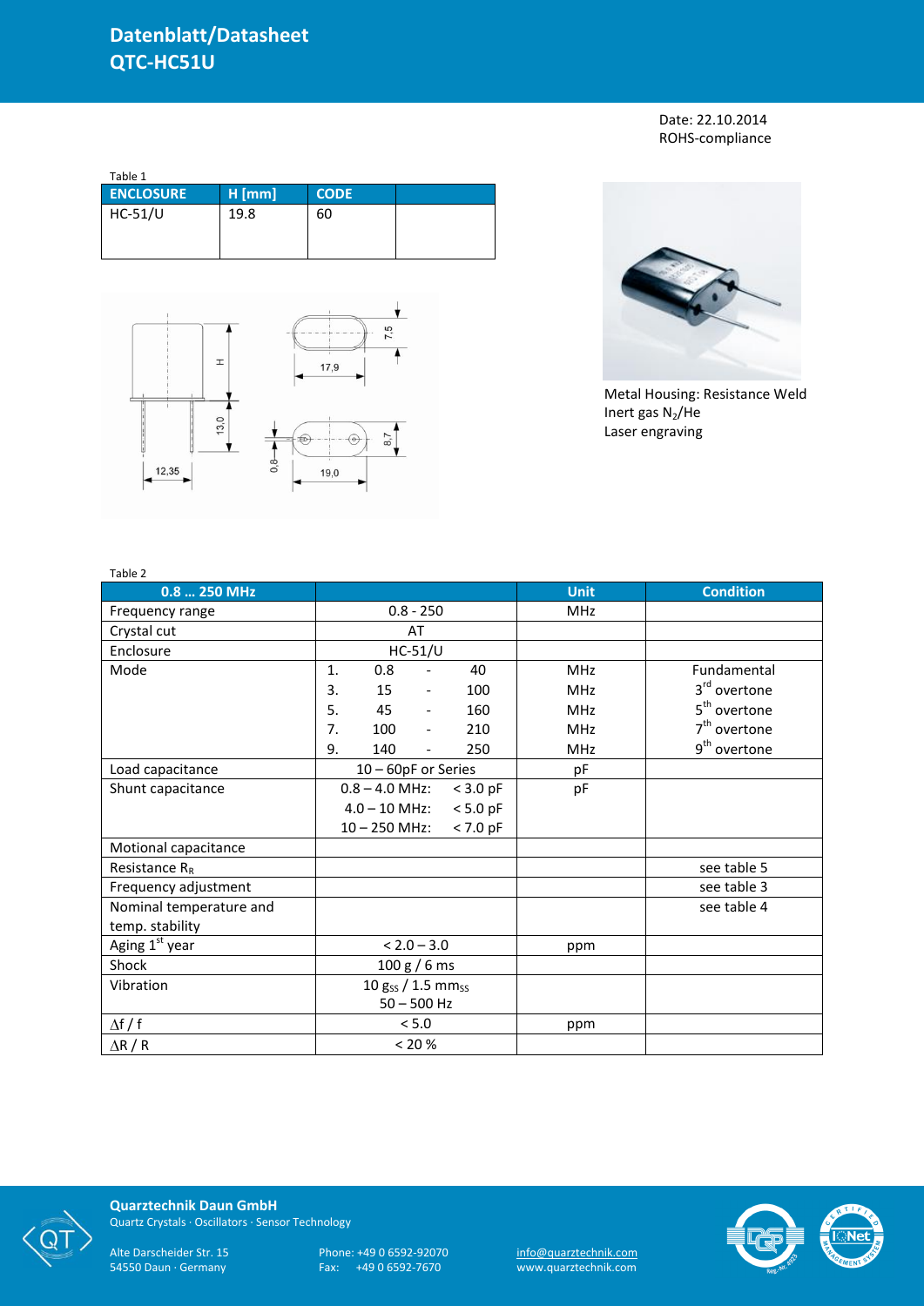# Datenblatt/Datasheet
# QTC-HC51U

Date: 22.10.2014
ROHS-compliance

Table 1

| ENCLOSURE | H [mm] | CODE | |
|---|---|---|---|
| HC-51/U | 19.8 | 60 | |

Metal Housing: Resistance Weld
Inert gas $N_2$/He
Laser engraving

Table 2

| 0.8 … 250 MHz | | Unit | Condition |
|---|---|---|---|
| Frequency range | 0.8 - 250 | MHz | |
| Crystal cut | AT | | |
| Enclosure | HC-51/U | | |
| Mode | 1. 0.8 - 40 | MHz | Fundamental |
| | 3. 15 - 100 | MHz | 3rd overtone |
| | 5. 45 - 160 | MHz | 5th overtone |
| | 7. 100 - 210 | MHz | 7th overtone |
| | 9. 140 - 250 | MHz | 9th overtone |
| Load capacitance | 10 – 60pF or Series | pF | |
| Shunt capacitance | 0.8 – 4.0 MHz: < 3.0 pF | pF | |
| | 4.0 – 10 MHz: < 5.0 pF | | |
| | 10 – 250 MHz: < 7.0 pF | | |
| Motional capacitance | | | |
| Resistance $R_R$ | | | see table 5 |
| Frequency adjustment | | | see table 3 |
| Nominal temperature and temp. stability | | | see table 4 |
| Aging 1st year | < 2.0 – 3.0 | ppm | |
| Shock | 100 g / 6 ms | | |
| Vibration | 10 $g_{SS}$ / 1.5 $mm_{SS}$ 50 – 500 Hz | | |
| $\Delta f$ / f | < 5.0 | ppm | |
| $\Delta R$ / R | < 20 % | | |

**Quarztechnik Daun GmbH**
Quartz Crystals · Oscillators · Sensor Technology

Alte Darscheider Str. 15
54550 Daun · Germany

Phone: +49 0 6592-92070
Fax: +49 0 6592-7670

info@quarztechnik.com
www.quarztechnik.com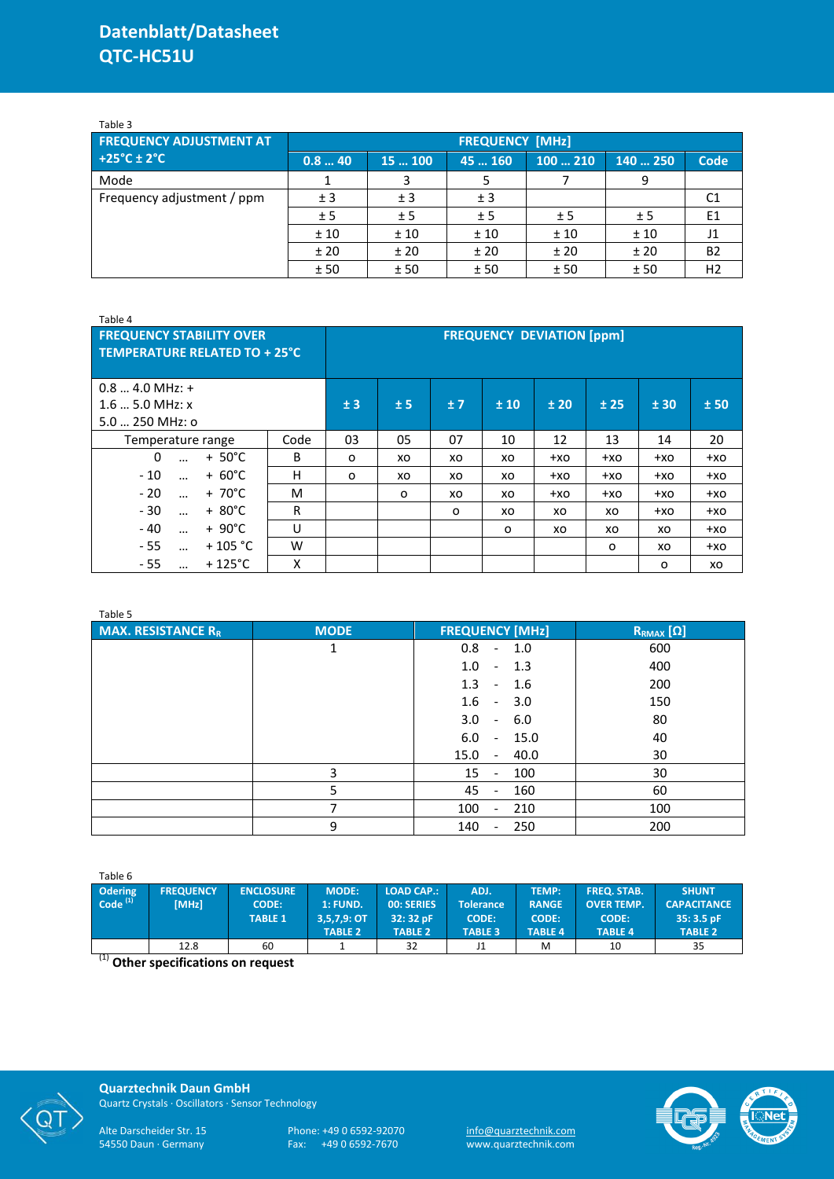# Datenblatt/Datasheet QTC-HC51U

Table 3

| FREQUENCY ADJUSTMENT AT +25°C ± 2°C | FREQUENCY [MHz] | | | | | |
|---|---|---|---|---|---|---|
| | 0.8 … 40 | 15 … 100 | 45 … 160 | 100 … 210 | 140 … 250 | Code |
| Mode | 1 | 3 | 5 | 7 | 9 | |
| Frequency adjustment / ppm | ± 3 | ± 3 | ± 3 | | | C1 |
| | ± 5 | ± 5 | ± 5 | ± 5 | ± 5 | E1 |
| | ± 10 | ± 10 | ± 10 | ± 10 | ± 10 | J1 |
| | ± 20 | ± 20 | ± 20 | ± 20 | ± 20 | B2 |
| | ± 50 | ± 50 | ± 50 | ± 50 | ± 50 | H2 |

Table 4

| FREQUENCY STABILITY OVER TEMPERATURE RELATED TO + 25°C | | FREQUENCY DEVIATION [ppm] | | | | | | | |
|---|---|---|---|---|---|---|---|---|---|
| 0.8 … 4.0 MHz: + <br> 1.6 … 5.0 MHz: x <br> 5.0 … 250 MHz: o | | ± 3 | ± 5 | ± 7 | ± 10 | ± 20 | ± 25 | ± 30 | ± 50 |
| Temperature range | Code | 03 | 05 | 07 | 10 | 12 | 13 | 14 | 20 |
| 0 … + 50°C | B | o | xo | xo | xo | +xo | +xo | +xo | +xo |
| - 10 … + 60°C | H | o | xo | xo | xo | +xo | +xo | +xo | +xo |
| - 20 … + 70°C | M | | o | xo | xo | +xo | +xo | +xo | +xo |
| - 30 … + 80°C | R | | | o | xo | xo | xo | +xo | +xo |
| - 40 … + 90°C | U | | | | o | xo | xo | xo | +xo |
| - 55 … + 105 °C | W | | | | | | o | xo | +xo |
| - 55 … + 125°C | X | | | | | | | o | xo |

Table 5

| MAX. RESISTANCE $R_R$ | MODE | FREQUENCY [MHz] | $R_{RMAX}$ [Ω] |
|---|---|---|---|
| | 1 | 0.8 - 1.0 | 600 |
| | | 1.0 - 1.3 | 400 |
| | | 1.3 - 1.6 | 200 |
| | | 1.6 - 3.0 | 150 |
| | | 3.0 - 6.0 | 80 |
| | | 6.0 - 15.0 | 40 |
| | | 15.0 - 40.0 | 30 |
| | 3 | 15 - 100 | 30 |
| | 5 | 45 - 160 | 60 |
| | 7 | 100 - 210 | 100 |
| | 9 | 140 - 250 | 200 |

Table 6

| Odering Code [(1)] | FREQUENCY [MHz] | ENCLOSURE CODE: TABLE 1 | MODE: 1: FUND. 3,5,7,9: OT TABLE 2 | LOAD CAP.: 00: SERIES 32: 32 pF TABLE 2 | ADJ. Tolerance CODE: TABLE 3 | TEMP: RANGE CODE: TABLE 4 | FREQ. STAB. OVER TEMP. CODE: TABLE 4 | SHUNT CAPACITANCE 35: 3.5 pF TABLE 2 |
|---|---|---|---|---|---|---|---|---|
| | 12.8 | 60 | 1 | 32 | J1 | M | 10 | 35 |

[(1)] **Other specifications on request**

**Quarztechnik Daun GmbH**
Quartz Crystals · Oscillators · Sensor Technology

Alte Darscheider Str. 15
54550 Daun · Germany

Phone: +49 0 6592-92070
Fax: +49 0 6592-7670

info@quarztechnik.com
www.quarztechnik.com